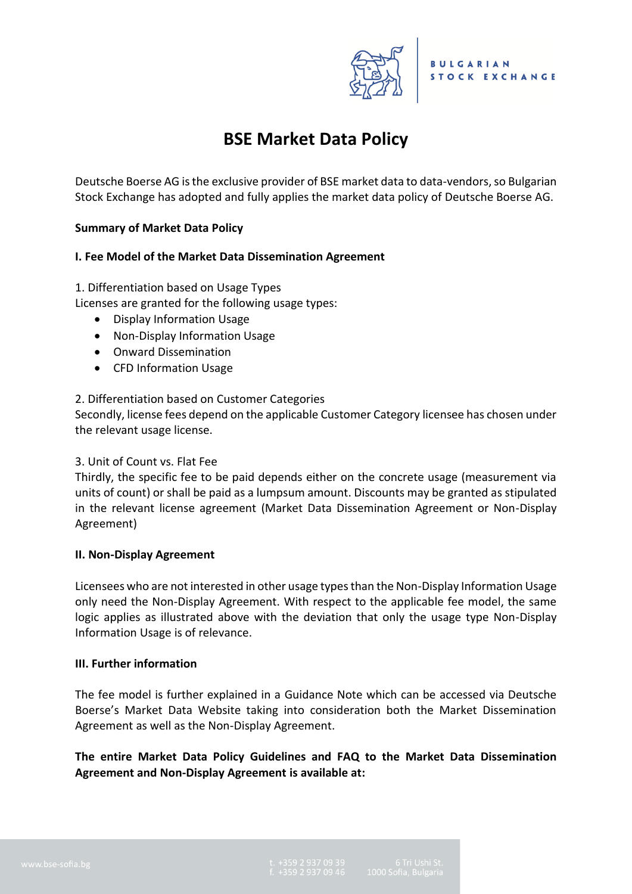# BSE Market Data Policy

Deutsche Boerse AG is the exclusive provider of BSE market data to data-vendors, so Bulgarian Stock Exchange has adopted and fully applies the market data policy of Deutsche Boerse AG.

**Summary of Market Data Policy**

**I. Fee Model of the Market Data Dissemination Agreement**

1. Differentiation based on Usage Types
Licenses are granted for the following usage types:

- Display Information Usage
- Non-Display Information Usage
- Onward Dissemination
- CFD Information Usage

2. Differentiation based on Customer Categories
Secondly, license fees depend on the applicable Customer Category licensee has chosen under the relevant usage license.

3. Unit of Count vs. Flat Fee
Thirdly, the specific fee to be paid depends either on the concrete usage (measurement via units of count) or shall be paid as a lumpsum amount. Discounts may be granted as stipulated in the relevant license agreement (Market Data Dissemination Agreement or Non-Display Agreement)

**II. Non-Display Agreement**

Licensees who are not interested in other usage types than the Non-Display Information Usage only need the Non-Display Agreement. With respect to the applicable fee model, the same logic applies as illustrated above with the deviation that only the usage type Non-Display Information Usage is of relevance.

**III. Further information**

The fee model is further explained in a Guidance Note which can be accessed via Deutsche Boerse's Market Data Website taking into consideration both the Market Dissemination Agreement as well as the Non-Display Agreement.

**The entire Market Data Policy Guidelines and FAQ to the Market Data Dissemination Agreement and Non-Display Agreement is available at:**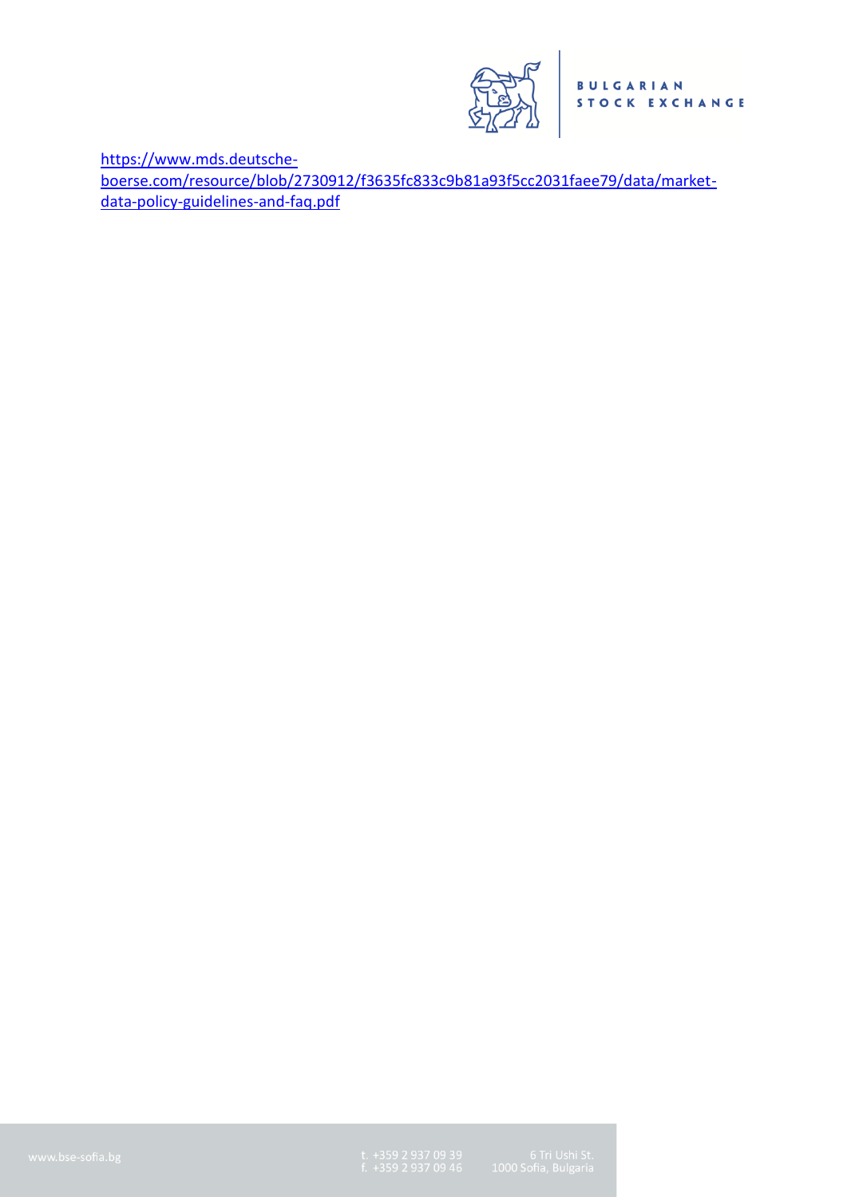https://www.mds.deutsche-boerse.com/resource/blob/2730912/f3635fc833c9b81a93f5cc2031faee79/data/market-data-policy-guidelines-and-faq.pdf